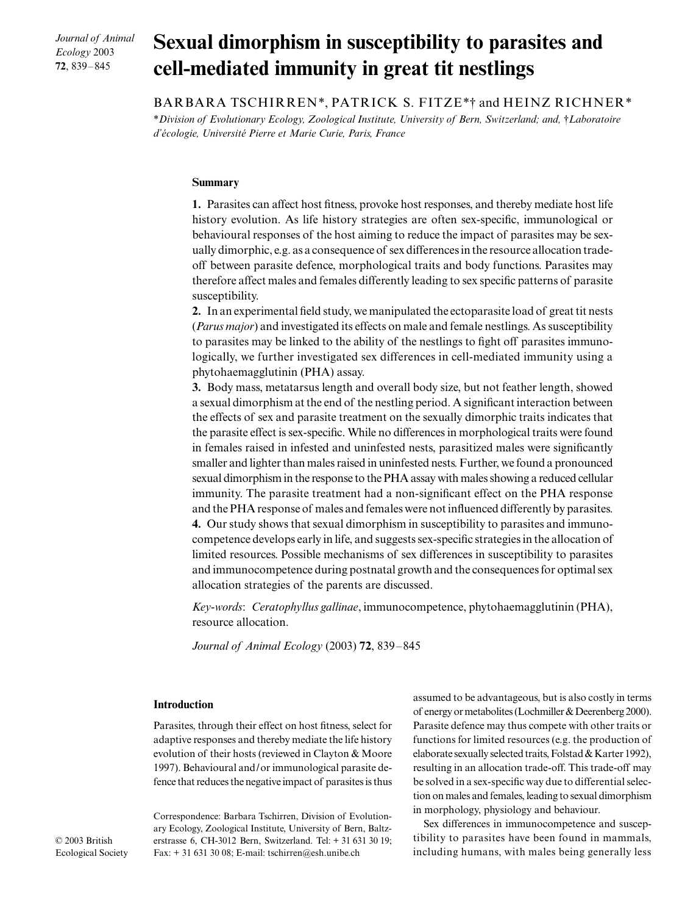# Sexual dimorphism in susceptibility to parasites and cell-mediated immunity in great tit nestlings

BARBARA TSCHIRREN*, PATRICK S. FITZE*† and HEINZ RICHNER*

*Division of Evolutionary Ecology, Zoological Institute, University of Bern, Switzerland; and, †Laboratoire d'écologie, Université Pierre et Marie Curie, Paris, France

## Summary

**1.** Parasites can affect host fitness, provoke host responses, and thereby mediate host life history evolution. As life history strategies are often sex-specific, immunological or behavioural responses of the host aiming to reduce the impact of parasites may be sexually dimorphic, e.g. as a consequence of sex differences in the resource allocation trade-off between parasite defence, morphological traits and body functions. Parasites may therefore affect males and females differently leading to sex specific patterns of parasite susceptibility.

**2.** In an experimental field study, we manipulated the ectoparasite load of great tit nests (*Parus major*) and investigated its effects on male and female nestlings. As susceptibility to parasites may be linked to the ability of the nestlings to fight off parasites immunologically, we further investigated sex differences in cell-mediated immunity using a phytohaemagglutinin (PHA) assay.

**3.** Body mass, metatarsus length and overall body size, but not feather length, showed a sexual dimorphism at the end of the nestling period. A significant interaction between the effects of sex and parasite treatment on the sexually dimorphic traits indicates that the parasite effect is sex-specific. While no differences in morphological traits were found in females raised in infested and uninfested nests, parasitized males were significantly smaller and lighter than males raised in uninfested nests. Further, we found a pronounced sexual dimorphism in the response to the PHA assay with males showing a reduced cellular immunity. The parasite treatment had a non-significant effect on the PHA response and the PHA response of males and females were not influenced differently by parasites.

**4.** Our study shows that sexual dimorphism in susceptibility to parasites and immunocompetence develops early in life, and suggests sex-specific strategies in the allocation of limited resources. Possible mechanisms of sex differences in susceptibility to parasites and immunocompetence during postnatal growth and the consequences for optimal sex allocation strategies of the parents are discussed.

*Key-words*: *Ceratophyllus gallinae*, immunocompetence, phytohaemagglutinin (PHA), resource allocation.

*Journal of Animal Ecology* (2003) **72**, 839–845

## Introduction

Parasites, through their effect on host fitness, select for adaptive responses and thereby mediate the life history evolution of their hosts (reviewed in Clayton & Moore 1997). Behavioural and/or immunological parasite defence that reduces the negative impact of parasites is thus assumed to be advantageous, but is also costly in terms of energy or metabolites (Lochmiller & Deerenberg 2000). Parasite defence may thus compete with other traits or functions for limited resources (e.g. the production of elaborate sexually selected traits, Folstad & Karter 1992), resulting in an allocation trade-off. This trade-off may be solved in a sex-specific way due to differential selection on males and females, leading to sexual dimorphism in morphology, physiology and behaviour.

Sex differences in immunocompetence and susceptibility to parasites have been found in mammals, including humans, with males being generally less

Correspondence: Barbara Tschirren, Division of Evolutionary Ecology, Zoological Institute, University of Bern, Baltzerstrasse 6, CH-3012 Bern, Switzerland. Tel: + 31 631 30 19; Fax: + 31 631 30 08; E-mail: tschirren@esh.unibe.ch

© 2003 British Ecological Society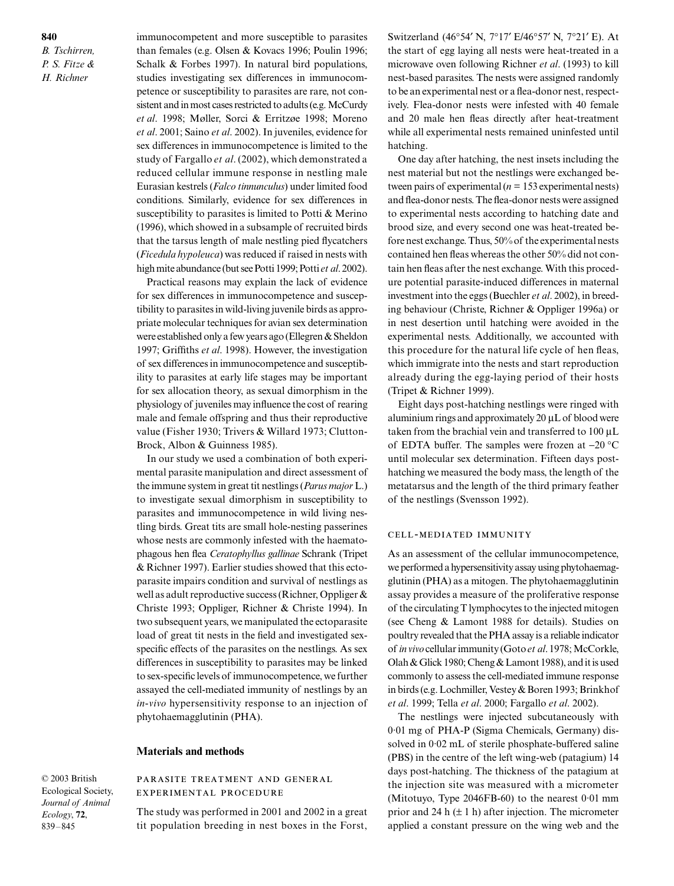immunocompetent and more susceptible to parasites than females (e.g. Olsen & Kovacs 1996; Poulin 1996; Schalk & Forbes 1997). In natural bird populations, studies investigating sex differences in immunocompetence or susceptibility to parasites are rare, not consistent and in most cases restricted to adults (e.g. McCurdy *et al*. 1998; Møller, Sorci & Erritzøe 1998; Moreno *et al*. 2001; Saino *et al*. 2002). In juveniles, evidence for sex differences in immunocompetence is limited to the study of Fargallo *et al*. (2002), which demonstrated a reduced cellular immune response in nestling male Eurasian kestrels (*Falco tinnunculus*) under limited food conditions. Similarly, evidence for sex differences in susceptibility to parasites is limited to Potti & Merino (1996), which showed in a subsample of recruited birds that the tarsus length of male nestling pied flycatchers (*Ficedula hypoleuca*) was reduced if raised in nests with high mite abundance (but see Potti 1999; Potti *et al*. 2002).

Practical reasons may explain the lack of evidence for sex differences in immunocompetence and susceptibility to parasites in wild-living juvenile birds as appropriate molecular techniques for avian sex determination were established only a few years ago (Ellegren & Sheldon 1997; Griffiths *et al*. 1998). However, the investigation of sex differences in immunocompetence and susceptibility to parasites at early life stages may be important for sex allocation theory, as sexual dimorphism in the physiology of juveniles may influence the cost of rearing male and female offspring and thus their reproductive value (Fisher 1930; Trivers & Willard 1973; Clutton-Brock, Albon & Guinness 1985).

In our study we used a combination of both experimental parasite manipulation and direct assessment of the immune system in great tit nestlings (*Parus major* L.) to investigate sexual dimorphism in susceptibility to parasites and immunocompetence in wild living nestling birds. Great tits are small hole-nesting passerines whose nests are commonly infested with the haematophagous hen flea *Ceratophyllus gallinae* Schrank (Tripet & Richner 1997). Earlier studies showed that this ectoparasite impairs condition and survival of nestlings as well as adult reproductive success (Richner, Oppliger & Christe 1993; Oppliger, Richner & Christe 1994). In two subsequent years, we manipulated the ectoparasite load of great tit nests in the field and investigated sex-specific effects of the parasites on the nestlings. As sex differences in susceptibility to parasites may be linked to sex-specific levels of immunocompetence, we further assayed the cell-mediated immunity of nestlings by an *in-vivo* hypersensitivity response to an injection of phytohaemagglutinin (PHA).

## Materials and methods

### Parasite treatment and general experimental procedure

The study was performed in 2001 and 2002 in a great tit population breeding in nest boxes in the Forst, Switzerland (46°54′ N, 7°17′ E/46°57′ N, 7°21′ E). At the start of egg laying all nests were heat-treated in a microwave oven following Richner *et al*. (1993) to kill nest-based parasites. The nests were assigned randomly to be an experimental nest or a flea-donor nest, respectively. Flea-donor nests were infested with 40 female and 20 male hen fleas directly after heat-treatment while all experimental nests remained uninfested until hatching.

One day after hatching, the nest insets including the nest material but not the nestlings were exchanged between pairs of experimental ($n = 153$ experimental nests) and flea-donor nests. The flea-donor nests were assigned to experimental nests according to hatching date and brood size, and every second one was heat-treated before nest exchange. Thus, 50% of the experimental nests contained hen fleas whereas the other 50% did not contain hen fleas after the nest exchange. With this procedure potential parasite-induced differences in maternal investment into the eggs (Buechler *et al*. 2002), in breeding behaviour (Christe, Richner & Oppliger 1996a) or in nest desertion until hatching were avoided in the experimental nests. Additionally, we accounted with this procedure for the natural life cycle of hen fleas, which immigrate into the nests and start reproduction already during the egg-laying period of their hosts (Tripet & Richner 1999).

Eight days post-hatching nestlings were ringed with aluminium rings and approximately 20 µL of blood were taken from the brachial vein and transferred to 100 µL of EDTA buffer. The samples were frozen at −20 °C until molecular sex determination. Fifteen days post-hatching we measured the body mass, the length of the metatarsus and the length of the third primary feather of the nestlings (Svensson 1992).

### Cell-mediated immunity

As an assessment of the cellular immunocompetence, we performed a hypersensitivity assay using phytohaemagglutinin (PHA) as a mitogen. The phytohaemagglutinin assay provides a measure of the proliferative response of the circulating T lymphocytes to the injected mitogen (see Cheng & Lamont 1988 for details). Studies on poultry revealed that the PHA assay is a reliable indicator of *in vivo* cellular immunity (Goto *et al*. 1978; McCorkle, Olah & Glick 1980; Cheng & Lamont 1988), and it is used commonly to assess the cell-mediated immune response in birds (e.g. Lochmiller, Vestey & Boren 1993; Brinkhof *et al*. 1999; Tella *et al*. 2000; Fargallo *et al*. 2002).

The nestlings were injected subcutaneously with 0·01 mg of PHA-P (Sigma Chemicals, Germany) dissolved in 0·02 mL of sterile phosphate-buffered saline (PBS) in the centre of the left wing-web (patagium) 14 days post-hatching. The thickness of the patagium at the injection site was measured with a micrometer (Mitotuyo, Type 2046FB-60) to the nearest 0·01 mm prior and 24 h (± 1 h) after injection. The micrometer applied a constant pressure on the wing web and the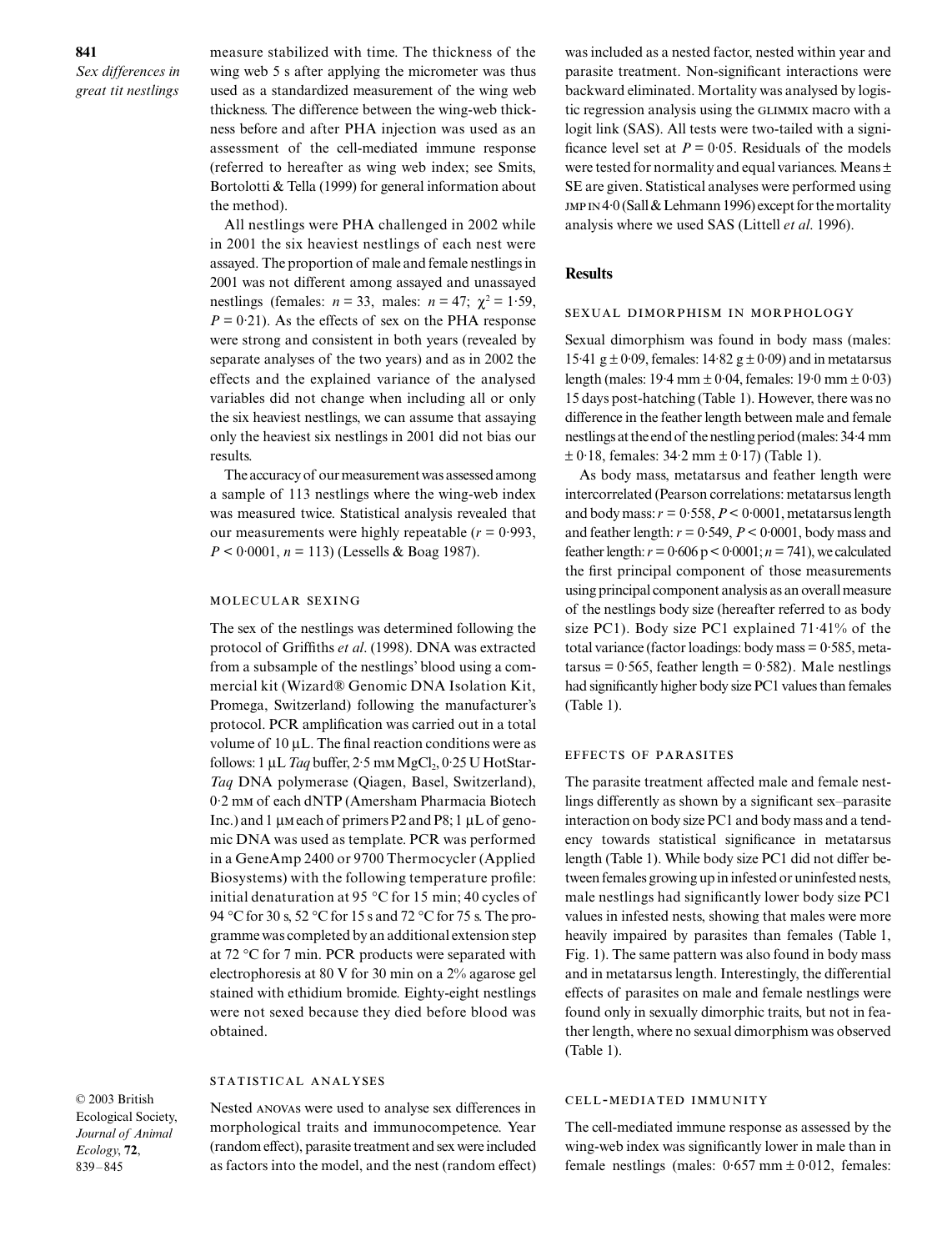measure stabilized with time. The thickness of the wing web 5 s after applying the micrometer was thus used as a standardized measurement of the wing web thickness. The difference between the wing-web thickness before and after PHA injection was used as an assessment of the cell-mediated immune response (referred to hereafter as wing web index; see Smits, Bortolotti & Tella (1999) for general information about the method).

All nestlings were PHA challenged in 2002 while in 2001 the six heaviest nestlings of each nest were assayed. The proportion of male and female nestlings in 2001 was not different among assayed and unassayed nestlings (females: $n = 33$, males: $n = 47$; $\chi^2 = 1{\cdot}59$, $P = 0{\cdot}21$). As the effects of sex on the PHA response were strong and consistent in both years (revealed by separate analyses of the two years) and as in 2002 the effects and the explained variance of the analysed variables did not change when including all or only the six heaviest nestlings, we can assume that assaying only the heaviest six nestlings in 2001 did not bias our results.

The accuracy of our measurement was assessed among a sample of 113 nestlings where the wing-web index was measured twice. Statistical analysis revealed that our measurements were highly repeatable ($r = 0{\cdot}993$, $P < 0{\cdot}0001$, $n = 113$) (Lessells & Boag 1987).

### Molecular sexing

The sex of the nestlings was determined following the protocol of Griffiths *et al*. (1998). DNA was extracted from a subsample of the nestlings' blood using a commercial kit (Wizard® Genomic DNA Isolation Kit, Promega, Switzerland) following the manufacturer's protocol. PCR amplification was carried out in a total volume of 10 µL. The final reaction conditions were as follows: 1 µL *Taq* buffer, 2·5 mM $MgCl_2$, 0·25 U HotStar-*Taq* DNA polymerase (Qiagen, Basel, Switzerland), 0·2 mM of each dNTP (Amersham Pharmacia Biotech Inc.) and 1 µM each of primers P2 and P8; 1 µL of genomic DNA was used as template. PCR was performed in a GeneAmp 2400 or 9700 Thermocycler (Applied Biosystems) with the following temperature profile: initial denaturation at 95 °C for 15 min; 40 cycles of 94 °C for 30 s, 52 °C for 15 s and 72 °C for 75 s. The programme was completed by an additional extension step at 72 °C for 7 min. PCR products were separated with electrophoresis at 80 V for 30 min on a 2% agarose gel stained with ethidium bromide. Eighty-eight nestlings were not sexed because they died before blood was obtained.

### Statistical analyses

Nested ANOVAs were used to analyse sex differences in morphological traits and immunocompetence. Year (random effect), parasite treatment and sex were included as factors into the model, and the nest (random effect) was included as a nested factor, nested within year and parasite treatment. Non-significant interactions were backward eliminated. Mortality was analysed by logistic regression analysis using the GLIMMIX macro with a logit link (SAS). All tests were two-tailed with a significance level set at $P = 0{\cdot}05$. Residuals of the models were tested for normality and equal variances. Means ± SE are given. Statistical analyses were performed using JMP IN 4·0 (Sall & Lehmann 1996) except for the mortality analysis where we used SAS (Littell *et al*. 1996).

## Results

### Sexual dimorphism in morphology

Sexual dimorphism was found in body mass (males: 15·41 g ± 0·09, females: 14·82 g ± 0·09) and in metatarsus length (males: 19·4 mm ± 0·04, females: 19·0 mm ± 0·03) 15 days post-hatching (Table 1). However, there was no difference in the feather length between male and female nestlings at the end of the nestling period (males: 34·4 mm ± 0·18, females: 34·2 mm ± 0·17) (Table 1).

As body mass, metatarsus and feather length were intercorrelated (Pearson correlations: metatarsus length and body mass: $r = 0{\cdot}558$, $P < 0{\cdot}0001$, metatarsus length and feather length: $r = 0{\cdot}549$, $P < 0{\cdot}0001$, body mass and feather length: $r = 0{\cdot}606$ $p < 0{\cdot}0001$; $n = 741$), we calculated the first principal component of those measurements using principal component analysis as an overall measure of the nestlings body size (hereafter referred to as body size PC1). Body size PC1 explained 71·41% of the total variance (factor loadings: body mass = 0·585, metatarsus = 0·565, feather length = 0·582). Male nestlings had significantly higher body size PC1 values than females (Table 1).

### Effects of parasites

The parasite treatment affected male and female nestlings differently as shown by a significant sex–parasite interaction on body size PC1 and body mass and a tendency towards statistical significance in metatarsus length (Table 1). While body size PC1 did not differ between females growing up in infested or uninfested nests, male nestlings had significantly lower body size PC1 values in infested nests, showing that males were more heavily impaired by parasites than females (Table 1, Fig. 1). The same pattern was also found in body mass and in metatarsus length. Interestingly, the differential effects of parasites on male and female nestlings were found only in sexually dimorphic traits, but not in feather length, where no sexual dimorphism was observed (Table 1).

### Cell-mediated immunity

The cell-mediated immune response as assessed by the wing-web index was significantly lower in male than in female nestlings (males: 0·657 mm ± 0·012, females: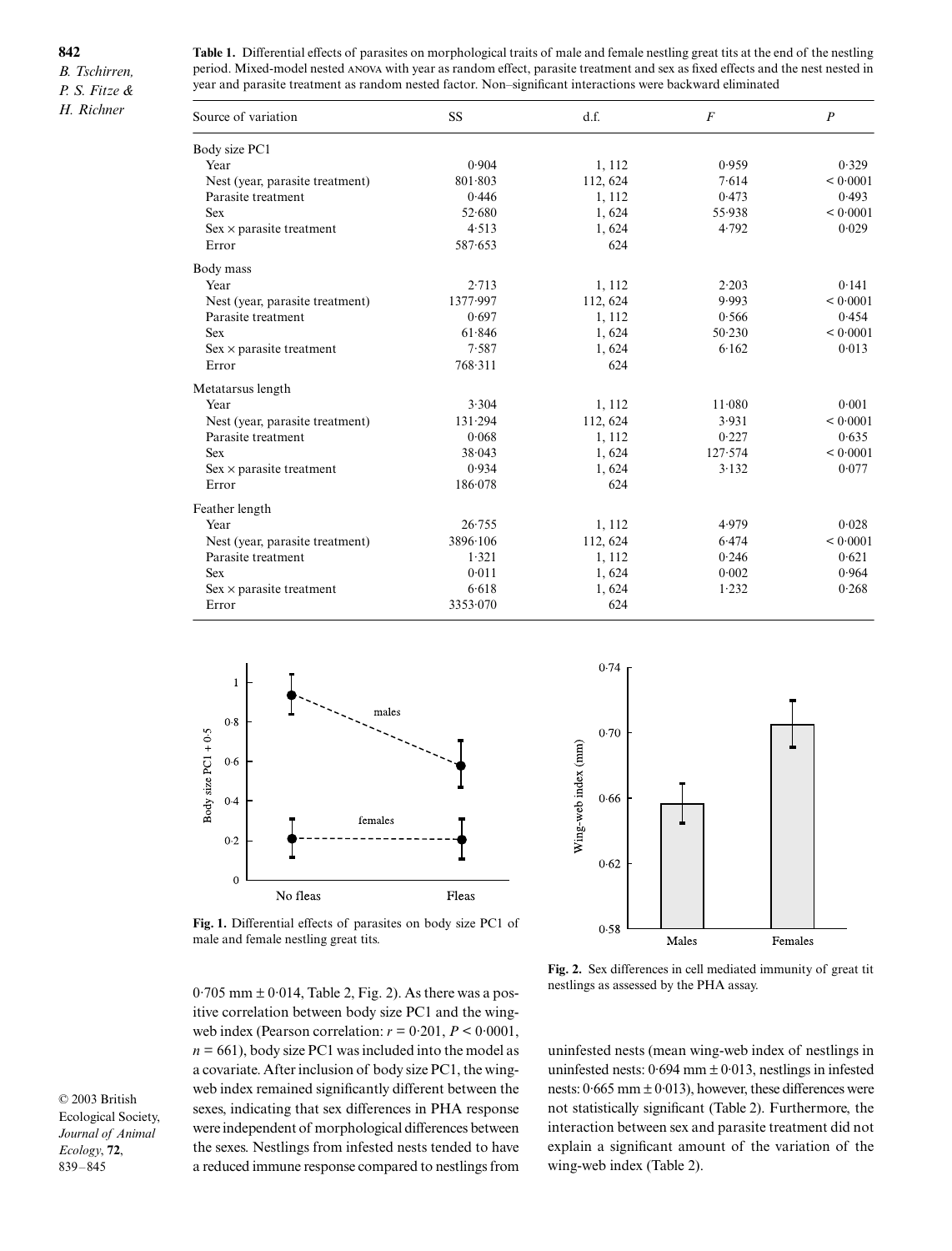**Table 1.** Differential effects of parasites on morphological traits of male and female nestling great tits at the end of the nestling period. Mixed-model nested ANOVA with year as random effect, parasite treatment and sex as fixed effects and the nest nested in year and parasite treatment as random nested factor. Non–significant interactions were backward eliminated

| Source of variation | SS | d.f. | *F* | *P* |
|---|---|---|---|---|
| Body size PC1 | | | | |
| Year | 0·904 | 1, 112 | 0·959 | 0·329 |
| Nest (year, parasite treatment) | 801·803 | 112, 624 | 7·614 | < 0·0001 |
| Parasite treatment | 0·446 | 1, 112 | 0·473 | 0·493 |
| Sex | 52·680 | 1, 624 | 55·938 | < 0·0001 |
| Sex × parasite treatment | 4·513 | 1, 624 | 4·792 | 0·029 |
| Error | 587·653 | 624 | | |
| Body mass | | | | |
| Year | 2·713 | 1, 112 | 2·203 | 0·141 |
| Nest (year, parasite treatment) | 1377·997 | 112, 624 | 9·993 | < 0·0001 |
| Parasite treatment | 0·697 | 1, 112 | 0·566 | 0·454 |
| Sex | 61·846 | 1, 624 | 50·230 | < 0·0001 |
| Sex × parasite treatment | 7·587 | 1, 624 | 6·162 | 0·013 |
| Error | 768·311 | 624 | | |
| Metatarsus length | | | | |
| Year | 3·304 | 1, 112 | 11·080 | 0·001 |
| Nest (year, parasite treatment) | 131·294 | 112, 624 | 3·931 | < 0·0001 |
| Parasite treatment | 0·068 | 1, 112 | 0·227 | 0·635 |
| Sex | 38·043 | 1, 624 | 127·574 | < 0·0001 |
| Sex × parasite treatment | 0·934 | 1, 624 | 3·132 | 0·077 |
| Error | 186·078 | 624 | | |
| Feather length | | | | |
| Year | 26·755 | 1, 112 | 4·979 | 0·028 |
| Nest (year, parasite treatment) | 3896·106 | 112, 624 | 6·474 | < 0·0001 |
| Parasite treatment | 1·321 | 1, 112 | 0·246 | 0·621 |
| Sex | 0·011 | 1, 624 | 0·002 | 0·964 |
| Sex × parasite treatment | 6·618 | 1, 624 | 1·232 | 0·268 |
| Error | 3353·070 | 624 | | |

**Fig. 1.** Differential effects of parasites on body size PC1 of male and female nestling great tits.

**Fig. 2.** Sex differences in cell mediated immunity of great tit nestlings as assessed by the PHA assay.

0·705 mm ± 0·014, Table 2, Fig. 2). As there was a positive correlation between body size PC1 and the wing-web index (Pearson correlation: $r = 0{\cdot}201$, $P < 0{\cdot}0001$, $n = 661$), body size PC1 was included into the model as a covariate. After inclusion of body size PC1, the wing-web index remained significantly different between the sexes, indicating that sex differences in PHA response were independent of morphological differences between the sexes. Nestlings from infested nests tended to have a reduced immune response compared to nestlings from uninfested nests (mean wing-web index of nestlings in uninfested nests: 0·694 mm ± 0·013, nestlings in infested nests: 0·665 mm ± 0·013), however, these differences were not statistically significant (Table 2). Furthermore, the interaction between sex and parasite treatment did not explain a significant amount of the variation of the wing-web index (Table 2).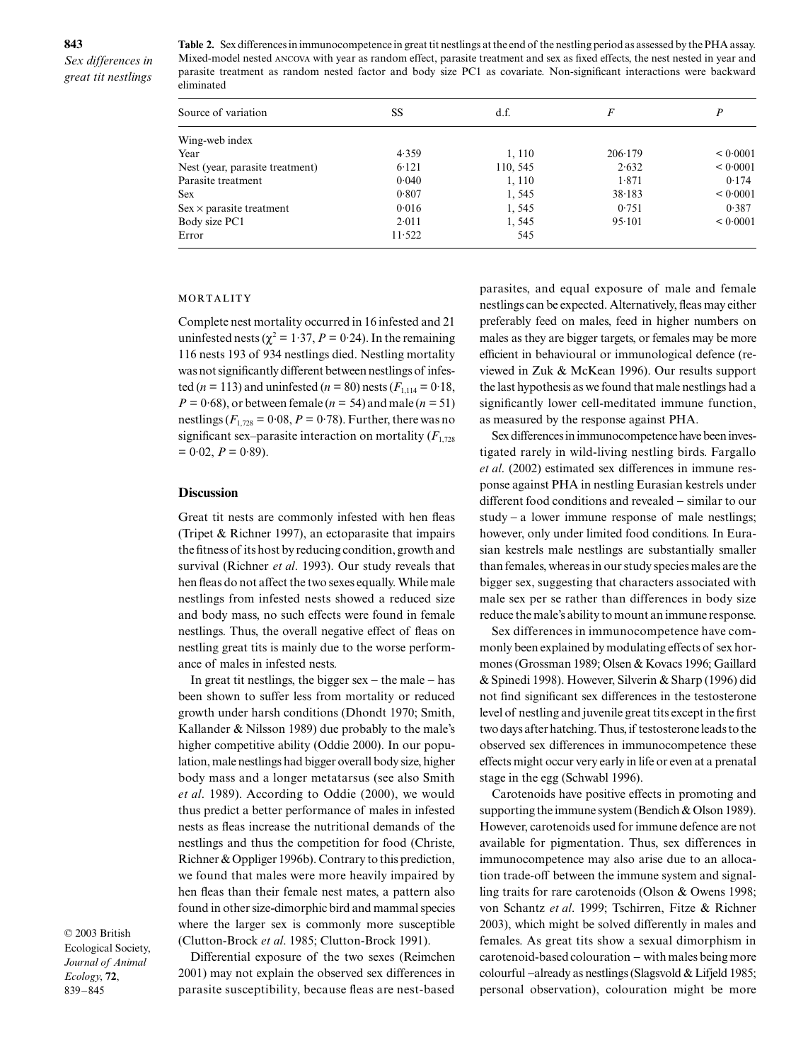**Table 2.** Sex differences in immunocompetence in great tit nestlings at the end of the nestling period as assessed by the PHA assay. Mixed-model nested ANCOVA with year as random effect, parasite treatment and sex as fixed effects, the nest nested in year and parasite treatment as random nested factor and body size PC1 as covariate. Non-significant interactions were backward eliminated

| Source of variation | SS | d.f. | *F* | *P* |
|---|---|---|---|---|
| Wing-web index | | | | |
| Year | 4·359 | 1, 110 | 206·179 | < 0·0001 |
| Nest (year, parasite treatment) | 6·121 | 110, 545 | 2·632 | < 0·0001 |
| Parasite treatment | 0·040 | 1, 110 | 1·871 | 0·174 |
| Sex | 0·807 | 1, 545 | 38·183 | < 0·0001 |
| Sex × parasite treatment | 0·016 | 1, 545 | 0·751 | 0·387 |
| Body size PC1 | 2·011 | 1, 545 | 95·101 | < 0·0001 |
| Error | 11·522 | 545 | | |

### Mortality

Complete nest mortality occurred in 16 infested and 21 uninfested nests ($\chi^2 = 1{\cdot}37$, $P = 0{\cdot}24$). In the remaining 116 nests 193 of 934 nestlings died. Nestling mortality was not significantly different between nestlings of infested ($n = 113$) and uninfested ($n = 80$) nests ($F_{1,114} = 0{\cdot}18$, $P = 0{\cdot}68$), or between female ($n = 54$) and male ($n = 51$) nestlings ($F_{1,728} = 0{\cdot}08$, $P = 0{\cdot}78$). Further, there was no significant sex–parasite interaction on mortality ($F_{1,728} = 0{\cdot}02$, $P = 0{\cdot}89$).

## Discussion

Great tit nests are commonly infested with hen fleas (Tripet & Richner 1997), an ectoparasite that impairs the fitness of its host by reducing condition, growth and survival (Richner *et al*. 1993). Our study reveals that hen fleas do not affect the two sexes equally. While male nestlings from infested nests showed a reduced size and body mass, no such effects were found in female nestlings. Thus, the overall negative effect of fleas on nestling great tits is mainly due to the worse performance of males in infested nests.

In great tit nestlings, the bigger sex – the male – has been shown to suffer less from mortality or reduced growth under harsh conditions (Dhondt 1970; Smith, Kallander & Nilsson 1989) due probably to the male's higher competitive ability (Oddie 2000). In our population, male nestlings had bigger overall body size, higher body mass and a longer metatarsus (see also Smith *et al*. 1989). According to Oddie (2000), we would thus predict a better performance of males in infested nests as fleas increase the nutritional demands of the nestlings and thus the competition for food (Christe, Richner & Oppliger 1996b). Contrary to this prediction, we found that males were more heavily impaired by hen fleas than their female nest mates, a pattern also found in other size-dimorphic bird and mammal species where the larger sex is commonly more susceptible (Clutton-Brock *et al*. 1985; Clutton-Brock 1991).

Differential exposure of the two sexes (Reimchen 2001) may not explain the observed sex differences in parasite susceptibility, because fleas are nest-based parasites, and equal exposure of male and female nestlings can be expected. Alternatively, fleas may either preferably feed on males, feed in higher numbers on males as they are bigger targets, or females may be more efficient in behavioural or immunological defence (reviewed in Zuk & McKean 1996). Our results support the last hypothesis as we found that male nestlings had a significantly lower cell-meditated immune function, as measured by the response against PHA.

Sex differences in immunocompetence have been investigated rarely in wild-living nestling birds. Fargallo *et al*. (2002) estimated sex differences in immune response against PHA in nestling Eurasian kestrels under different food conditions and revealed – similar to our study – a lower immune response of male nestlings; however, only under limited food conditions. In Eurasian kestrels male nestlings are substantially smaller than females, whereas in our study species males are the bigger sex, suggesting that characters associated with male sex per se rather than differences in body size reduce the male's ability to mount an immune response.

Sex differences in immunocompetence have commonly been explained by modulating effects of sex hormones (Grossman 1989; Olsen & Kovacs 1996; Gaillard & Spinedi 1998). However, Silverin & Sharp (1996) did not find significant sex differences in the testosterone level of nestling and juvenile great tits except in the first two days after hatching. Thus, if testosterone leads to the observed sex differences in immunocompetence these effects might occur very early in life or even at a prenatal stage in the egg (Schwabl 1996).

Carotenoids have positive effects in promoting and supporting the immune system (Bendich & Olson 1989). However, carotenoids used for immune defence are not available for pigmentation. Thus, sex differences in immunocompetence may also arise due to an allocation trade-off between the immune system and signalling traits for rare carotenoids (Olson & Owens 1998; von Schantz *et al*. 1999; Tschirren, Fitze & Richner 2003), which might be solved differently in males and females. As great tits show a sexual dimorphism in carotenoid-based colouration – with males being more colourful –already as nestlings (Slagsvold & Lifjeld 1985; personal observation), colouration might be more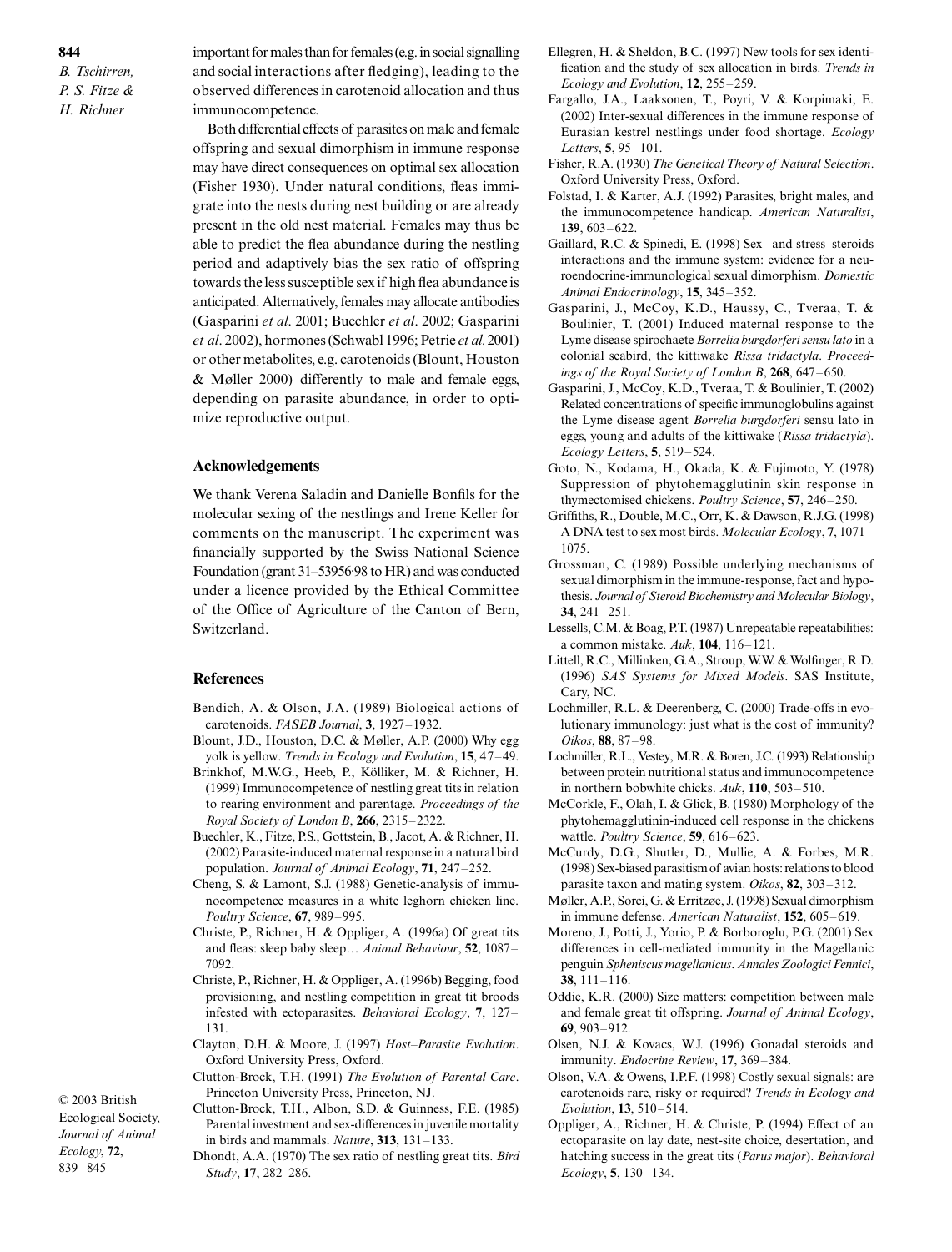important for males than for females (e.g. in social signalling and social interactions after fledging), leading to the observed differences in carotenoid allocation and thus immunocompetence.

Both differential effects of parasites on male and female offspring and sexual dimorphism in immune response may have direct consequences on optimal sex allocation (Fisher 1930). Under natural conditions, fleas immigrate into the nests during nest building or are already present in the old nest material. Females may thus be able to predict the flea abundance during the nestling period and adaptively bias the sex ratio of offspring towards the less susceptible sex if high flea abundance is anticipated. Alternatively, females may allocate antibodies (Gasparini *et al*. 2001; Buechler *et al*. 2002; Gasparini *et al*. 2002), hormones (Schwabl 1996; Petrie *et al*. 2001) or other metabolites, e.g. carotenoids (Blount, Houston & Møller 2000) differently to male and female eggs, depending on parasite abundance, in order to optimize reproductive output.

## Acknowledgements

We thank Verena Saladin and Danielle Bonfils for the molecular sexing of the nestlings and Irene Keller for comments on the manuscript. The experiment was financially supported by the Swiss National Science Foundation (grant 31–53956·98 to HR) and was conducted under a licence provided by the Ethical Committee of the Office of Agriculture of the Canton of Bern, Switzerland.

## References

Bendich, A. & Olson, J.A. (1989) Biological actions of carotenoids. *FASEB Journal*, **3**, 1927–1932.

Blount, J.D., Houston, D.C. & Møller, A.P. (2000) Why egg yolk is yellow. *Trends in Ecology and Evolution*, **15**, 47–49.

Brinkhof, M.W.G., Heeb, P., Kölliker, M. & Richner, H. (1999) Immunocompetence of nestling great tits in relation to rearing environment and parentage. *Proceedings of the Royal Society of London B*, **266**, 2315–2322.

Buechler, K., Fitze, P.S., Gottstein, B., Jacot, A. & Richner, H. (2002) Parasite-induced maternal response in a natural bird population. *Journal of Animal Ecology*, **71**, 247–252.

Cheng, S. & Lamont, S.J. (1988) Genetic-analysis of immunocompetence measures in a white leghorn chicken line. *Poultry Science*, **67**, 989–995.

Christe, P., Richner, H. & Oppliger, A. (1996a) Of great tits and fleas: sleep baby sleep… *Animal Behaviour*, **52**, 1087–7092.

Christe, P., Richner, H. & Oppliger, A. (1996b) Begging, food provisioning, and nestling competition in great tit broods infested with ectoparasites. *Behavioral Ecology*, **7**, 127–131.

Clayton, D.H. & Moore, J. (1997) *Host–Parasite Evolution*. Oxford University Press, Oxford.

Clutton-Brock, T.H. (1991) *The Evolution of Parental Care*. Princeton University Press, Princeton, NJ.

Clutton-Brock, T.H., Albon, S.D. & Guinness, F.E. (1985) Parental investment and sex-differences in juvenile mortality in birds and mammals. *Nature*, **313**, 131–133.

Dhondt, A.A. (1970) The sex ratio of nestling great tits. *Bird Study*, **17**, 282–286.

Ellegren, H. & Sheldon, B.C. (1997) New tools for sex identification and the study of sex allocation in birds. *Trends in Ecology and Evolution*, **12**, 255–259.

Fargallo, J.A., Laaksonen, T., Poyri, V. & Korpimaki, E. (2002) Inter-sexual differences in the immune response of Eurasian kestrel nestlings under food shortage. *Ecology Letters*, **5**, 95–101.

Fisher, R.A. (1930) *The Genetical Theory of Natural Selection*. Oxford University Press, Oxford.

Folstad, I. & Karter, A.J. (1992) Parasites, bright males, and the immunocompetence handicap. *American Naturalist*, **139**, 603–622.

Gaillard, R.C. & Spinedi, E. (1998) Sex– and stress–steroids interactions and the immune system: evidence for a neuroendocrine-immunological sexual dimorphism. *Domestic Animal Endocrinology*, **15**, 345–352.

Gasparini, J., McCoy, K.D., Haussy, C., Tveraa, T. & Boulinier, T. (2001) Induced maternal response to the Lyme disease spirochaete *Borrelia burgdorferi sensu lato* in a colonial seabird, the kittiwake *Rissa tridactyla*. *Proceedings of the Royal Society of London B*, **268**, 647–650.

Gasparini, J., McCoy, K.D., Tveraa, T. & Boulinier, T. (2002) Related concentrations of specific immunoglobulins against the Lyme disease agent *Borrelia burgdorferi* sensu lato in eggs, young and adults of the kittiwake (*Rissa tridactyla*). *Ecology Letters*, **5**, 519–524.

Goto, N., Kodama, H., Okada, K. & Fujimoto, Y. (1978) Suppression of phytohemagglutinin skin response in thymectomised chickens. *Poultry Science*, **57**, 246–250.

Griffiths, R., Double, M.C., Orr, K. & Dawson, R.J.G. (1998) A DNA test to sex most birds. *Molecular Ecology*, **7**, 1071–1075.

Grossman, C. (1989) Possible underlying mechanisms of sexual dimorphism in the immune-response, fact and hypothesis. *Journal of Steroid Biochemistry and Molecular Biology*, **34**, 241–251.

Lessells, C.M. & Boag, P.T. (1987) Unrepeatable repeatabilities: a common mistake. *Auk*, **104**, 116–121.

Littell, R.C., Millinken, G.A., Stroup, W.W. & Wolfinger, R.D. (1996) *SAS Systems for Mixed Models*. SAS Institute, Cary, NC.

Lochmiller, R.L. & Deerenberg, C. (2000) Trade-offs in evolutionary immunology: just what is the cost of immunity? *Oikos*, **88**, 87–98.

Lochmiller, R.L., Vestey, M.R. & Boren, J.C. (1993) Relationship between protein nutritional status and immunocompetence in northern bobwhite chicks. *Auk*, **110**, 503–510.

McCorkle, F., Olah, I. & Glick, B. (1980) Morphology of the phytohemagglutinin-induced cell response in the chickens wattle. *Poultry Science*, **59**, 616–623.

McCurdy, D.G., Shutler, D., Mullie, A. & Forbes, M.R. (1998) Sex-biased parasitism of avian hosts: relations to blood parasite taxon and mating system. *Oikos*, **82**, 303–312.

Møller, A.P., Sorci, G. & Erritzøe, J. (1998) Sexual dimorphism in immune defense. *American Naturalist*, **152**, 605–619.

Moreno, J., Potti, J., Yorio, P. & Borboroglu, P.G. (2001) Sex differences in cell-mediated immunity in the Magellanic penguin *Spheniscus magellanicus*. *Annales Zoologici Fennici*, **38**, 111–116.

Oddie, K.R. (2000) Size matters: competition between male and female great tit offspring. *Journal of Animal Ecology*, **69**, 903–912.

Olsen, N.J. & Kovacs, W.J. (1996) Gonadal steroids and immunity. *Endocrine Review*, **17**, 369–384.

Olson, V.A. & Owens, I.P.F. (1998) Costly sexual signals: are carotenoids rare, risky or required? *Trends in Ecology and Evolution*, **13**, 510–514.

Oppliger, A., Richner, H. & Christe, P. (1994) Effect of an ectoparasite on lay date, nest-site choice, desertation, and hatching success in the great tits (*Parus major*). *Behavioral Ecology*, **5**, 130–134.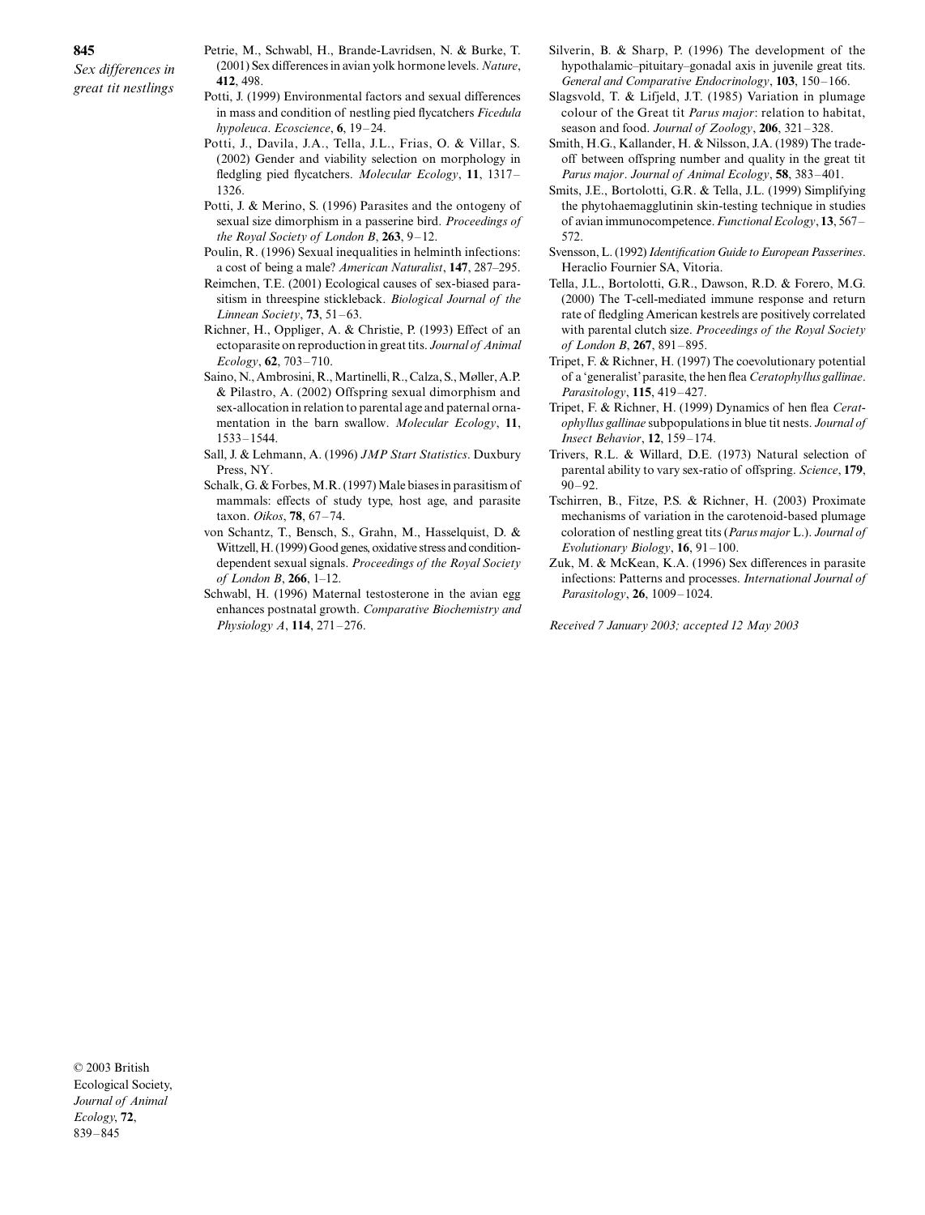Petrie, M., Schwabl, H., Brande-Lavridsen, N. & Burke, T. (2001) Sex differences in avian yolk hormone levels. *Nature*, **412**, 498.

Potti, J. (1999) Environmental factors and sexual differences in mass and condition of nestling pied flycatchers *Ficedula hypoleuca*. *Ecoscience*, **6**, 19–24.

Potti, J., Davila, J.A., Tella, J.L., Frias, O. & Villar, S. (2002) Gender and viability selection on morphology in fledgling pied flycatchers. *Molecular Ecology*, **11**, 1317–1326.

Potti, J. & Merino, S. (1996) Parasites and the ontogeny of sexual size dimorphism in a passerine bird. *Proceedings of the Royal Society of London B*, **263**, 9–12.

Poulin, R. (1996) Sexual inequalities in helminth infections: a cost of being a male? *American Naturalist*, **147**, 287–295.

Reimchen, T.E. (2001) Ecological causes of sex-biased parasitism in threespine stickleback. *Biological Journal of the Linnean Society*, **73**, 51–63.

Richner, H., Oppliger, A. & Christie, P. (1993) Effect of an ectoparasite on reproduction in great tits. *Journal of Animal Ecology*, **62**, 703–710.

Saino, N., Ambrosini, R., Martinelli, R., Calza, S., Møller, A.P. & Pilastro, A. (2002) Offspring sexual dimorphism and sex-allocation in relation to parental age and paternal ornamentation in the barn swallow. *Molecular Ecology*, **11**, 1533–1544.

Sall, J. & Lehmann, A. (1996) *JMP Start Statistics*. Duxbury Press, NY.

Schalk, G. & Forbes, M.R. (1997) Male biases in parasitism of mammals: effects of study type, host age, and parasite taxon. *Oikos*, **78**, 67–74.

von Schantz, T., Bensch, S., Grahn, M., Hasselquist, D. & Wittzell, H. (1999) Good genes, oxidative stress and condition-dependent sexual signals. *Proceedings of the Royal Society of London B*, **266**, 1–12.

Schwabl, H. (1996) Maternal testosterone in the avian egg enhances postnatal growth. *Comparative Biochemistry and Physiology A*, **114**, 271–276.

Silverin, B. & Sharp, P. (1996) The development of the hypothalamic–pituitary–gonadal axis in juvenile great tits. *General and Comparative Endocrinology*, **103**, 150–166.

Slagsvold, T. & Lifjeld, J.T. (1985) Variation in plumage colour of the Great tit *Parus major*: relation to habitat, season and food. *Journal of Zoology*, **206**, 321–328.

Smith, H.G., Kallander, H. & Nilsson, J.A. (1989) The trade-off between offspring number and quality in the great tit *Parus major*. *Journal of Animal Ecology*, **58**, 383–401.

Smits, J.E., Bortolotti, G.R. & Tella, J.L. (1999) Simplifying the phytohaemagglutinin skin-testing technique in studies of avian immunocompetence. *Functional Ecology*, **13**, 567–572.

Svensson, L. (1992) *Identification Guide to European Passerines*. Heraclio Fournier SA, Vitoria.

Tella, J.L., Bortolotti, G.R., Dawson, R.D. & Forero, M.G. (2000) The T-cell-mediated immune response and return rate of fledgling American kestrels are positively correlated with parental clutch size. *Proceedings of the Royal Society of London B*, **267**, 891–895.

Tripet, F. & Richner, H. (1997) The coevolutionary potential of a 'generalist' parasite, the hen flea *Ceratophyllus gallinae*. *Parasitology*, **115**, 419–427.

Tripet, F. & Richner, H. (1999) Dynamics of hen flea *Ceratophyllus gallinae* subpopulations in blue tit nests. *Journal of Insect Behavior*, **12**, 159–174.

Trivers, R.L. & Willard, D.E. (1973) Natural selection of parental ability to vary sex-ratio of offspring. *Science*, **179**, 90–92.

Tschirren, B., Fitze, P.S. & Richner, H. (2003) Proximate mechanisms of variation in the carotenoid-based plumage coloration of nestling great tits (*Parus major* L.). *Journal of Evolutionary Biology*, **16**, 91–100.

Zuk, M. & McKean, K.A. (1996) Sex differences in parasite infections: Patterns and processes. *International Journal of Parasitology*, **26**, 1009–1024.

*Received 7 January 2003; accepted 12 May 2003*